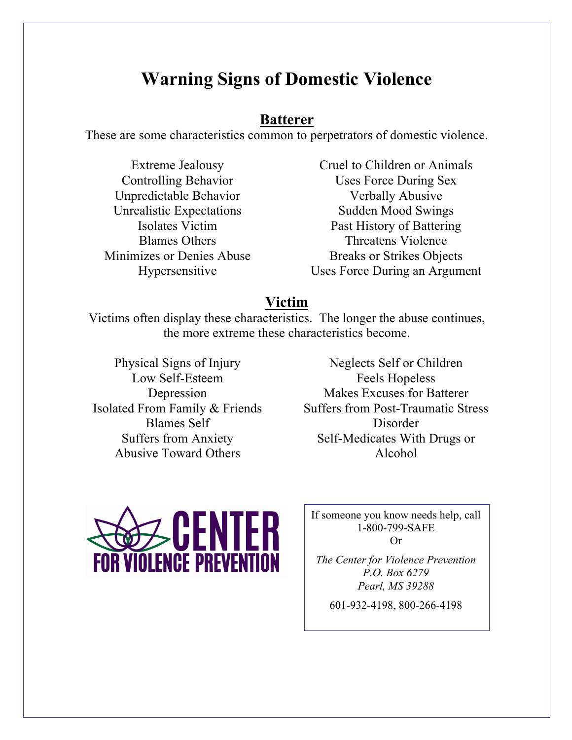# Warning Signs of Domestic Violence

## Batterer

These are some characteristics common to perpetrators of domestic violence.

- Extreme Jealousy
- Controlling Behavior
- Unpredictable Behavior
- Unrealistic Expectations
- Isolates Victim
- Blames Others
- Minimizes or Denies Abuse
- Hypersensitive
- Cruel to Children or Animals
- Uses Force During Sex
- Verbally Abusive
- Sudden Mood Swings
- Past History of Battering
- Threatens Violence
- Breaks or Strikes Objects
- Uses Force During an Argument

## Victim

Victims often display these characteristics. The longer the abuse continues, the more extreme these characteristics become.

- Physical Signs of Injury
- Low Self-Esteem
- Depression
- Isolated From Family & Friends
- Blames Self
- Suffers from Anxiety
- Abusive Toward Others
- Neglects Self or Children
- Feels Hopeless
- Makes Excuses for Batterer
- Suffers from Post-Traumatic Stress Disorder
- Self-Medicates With Drugs or Alcohol

**CENTER FOR VIOLENCE PREVENTION**

If someone you know needs help, call
1-800-799-SAFE
Or

*The Center for Violence Prevention*
*P.O. Box 6279*
*Pearl, MS 39288*

601-932-4198, 800-266-4198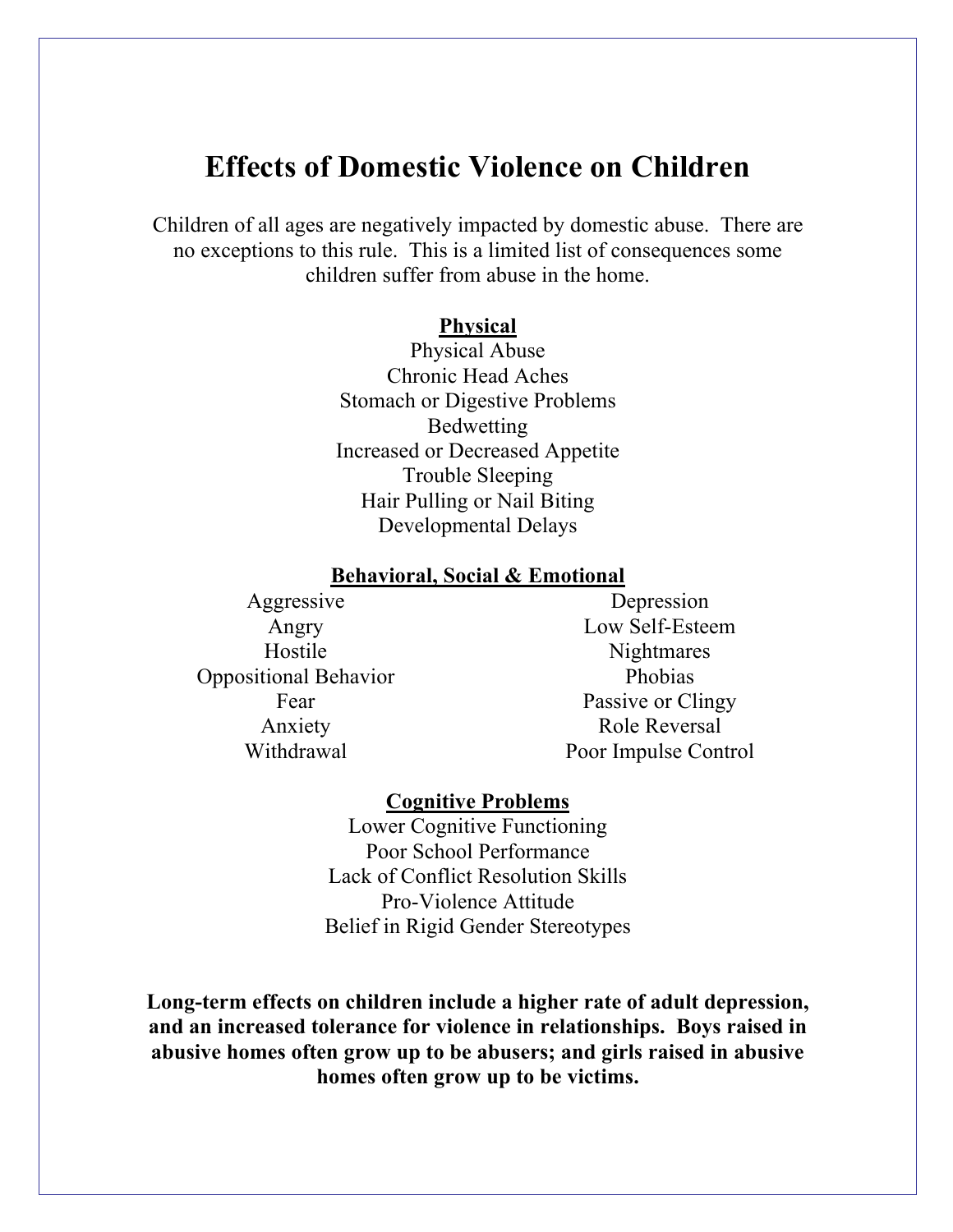# Effects of Domestic Violence on Children

Children of all ages are negatively impacted by domestic abuse. There are no exceptions to this rule. This is a limited list of consequences some children suffer from abuse in the home.

**Physical**

Physical Abuse
Chronic Head Aches
Stomach or Digestive Problems
Bedwetting
Increased or Decreased Appetite
Trouble Sleeping
Hair Pulling or Nail Biting
Developmental Delays

**Behavioral, Social & Emotional**

Aggressive
Angry
Hostile
Oppositional Behavior
Fear
Anxiety
Withdrawal
Depression
Low Self-Esteem
Nightmares
Phobias
Passive or Clingy
Role Reversal
Poor Impulse Control

**Cognitive Problems**

Lower Cognitive Functioning
Poor School Performance
Lack of Conflict Resolution Skills
Pro-Violence Attitude
Belief in Rigid Gender Stereotypes

**Long-term effects on children include a higher rate of adult depression, and an increased tolerance for violence in relationships. Boys raised in abusive homes often grow up to be abusers; and girls raised in abusive homes often grow up to be victims.**